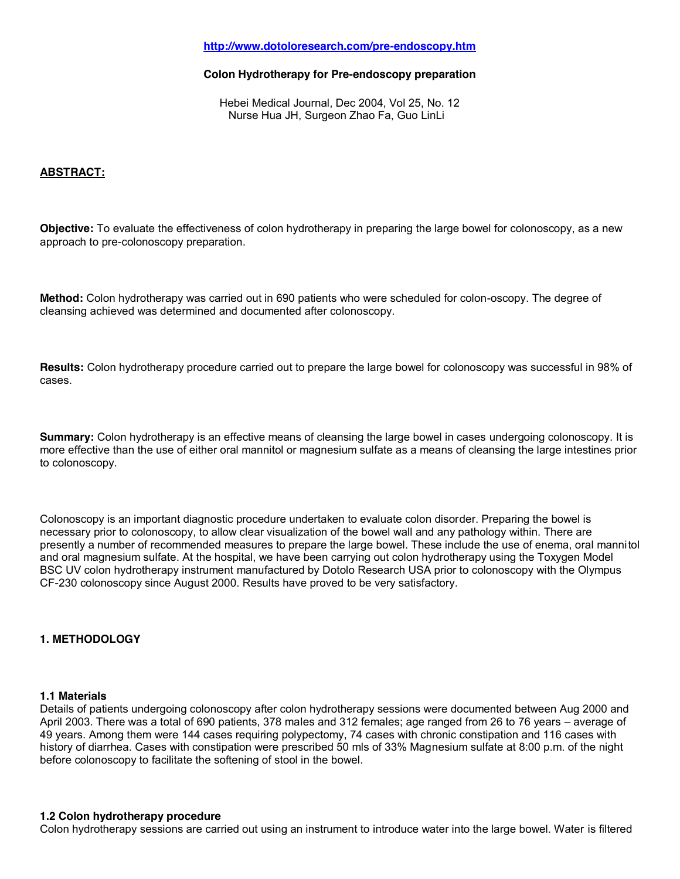http://www.dotoloresearch.com/pre-endoscopy.htm

**Colon Hydrotherapy for Pre-endoscopy preparation**

Hebei Medical Journal, Dec 2004, Vol 25, No. 12
Nurse Hua JH, Surgeon Zhao Fa, Guo LinLi

## ABSTRACT:

**Objective:** To evaluate the effectiveness of colon hydrotherapy in preparing the large bowel for colonoscopy, as a new approach to pre-colonoscopy preparation.

**Method:** Colon hydrotherapy was carried out in 690 patients who were scheduled for colon-oscopy. The degree of cleansing achieved was determined and documented after colonoscopy.

**Results:** Colon hydrotherapy procedure carried out to prepare the large bowel for colonoscopy was successful in 98% of cases.

**Summary:** Colon hydrotherapy is an effective means of cleansing the large bowel in cases undergoing colonoscopy. It is more effective than the use of either oral mannitol or magnesium sulfate as a means of cleansing the large intestines prior to colonoscopy.

Colonoscopy is an important diagnostic procedure undertaken to evaluate colon disorder. Preparing the bowel is necessary prior to colonoscopy, to allow clear visualization of the bowel wall and any pathology within. There are presently a number of recommended measures to prepare the large bowel. These include the use of enema, oral mannitol and oral magnesium sulfate. At the hospital, we have been carrying out colon hydrotherapy using the Toxygen Model BSC UV colon hydrotherapy instrument manufactured by Dotolo Research USA prior to colonoscopy with the Olympus CF-230 colonoscopy since August 2000. Results have proved to be very satisfactory.

## 1. METHODOLOGY

### 1.1 Materials

Details of patients undergoing colonoscopy after colon hydrotherapy sessions were documented between Aug 2000 and April 2003. There was a total of 690 patients, 378 males and 312 females; age ranged from 26 to 76 years – average of 49 years. Among them were 144 cases requiring polypectomy, 74 cases with chronic constipation and 116 cases with history of diarrhea. Cases with constipation were prescribed 50 mls of 33% Magnesium sulfate at 8:00 p.m. of the night before colonoscopy to facilitate the softening of stool in the bowel.

### 1.2 Colon hydrotherapy procedure

Colon hydrotherapy sessions are carried out using an instrument to introduce water into the large bowel. Water is filtered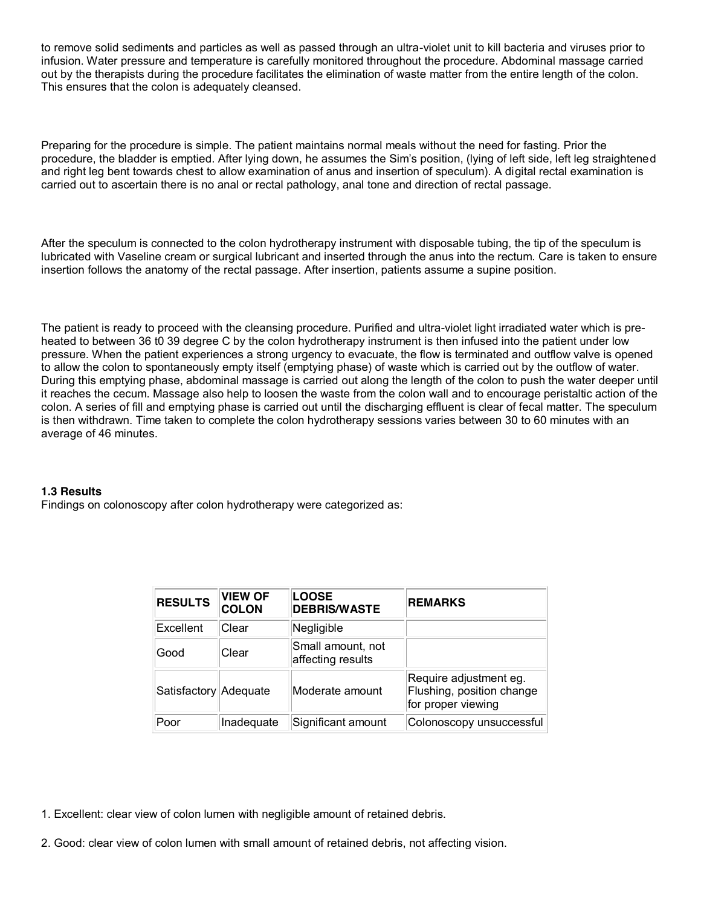to remove solid sediments and particles as well as passed through an ultra-violet unit to kill bacteria and viruses prior to infusion. Water pressure and temperature is carefully monitored throughout the procedure. Abdominal massage carried out by the therapists during the procedure facilitates the elimination of waste matter from the entire length of the colon. This ensures that the colon is adequately cleansed.

Preparing for the procedure is simple. The patient maintains normal meals without the need for fasting. Prior the procedure, the bladder is emptied. After lying down, he assumes the Sim's position, (lying of left side, left leg straightened and right leg bent towards chest to allow examination of anus and insertion of speculum). A digital rectal examination is carried out to ascertain there is no anal or rectal pathology, anal tone and direction of rectal passage.

After the speculum is connected to the colon hydrotherapy instrument with disposable tubing, the tip of the speculum is lubricated with Vaseline cream or surgical lubricant and inserted through the anus into the rectum. Care is taken to ensure insertion follows the anatomy of the rectal passage. After insertion, patients assume a supine position.

The patient is ready to proceed with the cleansing procedure. Purified and ultra-violet light irradiated water which is pre-heated to between 36 t0 39 degree C by the colon hydrotherapy instrument is then infused into the patient under low pressure. When the patient experiences a strong urgency to evacuate, the flow is terminated and outflow valve is opened to allow the colon to spontaneously empty itself (emptying phase) of waste which is carried out by the outflow of water. During this emptying phase, abdominal massage is carried out along the length of the colon to push the water deeper until it reaches the cecum. Massage also help to loosen the waste from the colon wall and to encourage peristaltic action of the colon. A series of fill and emptying phase is carried out until the discharging effluent is clear of fecal matter. The speculum is then withdrawn. Time taken to complete the colon hydrotherapy sessions varies between 30 to 60 minutes with an average of 46 minutes.

### 1.3 Results

Findings on colonoscopy after colon hydrotherapy were categorized as:

| RESULTS | VIEW OF COLON | LOOSE DEBRIS/WASTE | REMARKS |
|---|---|---|---|
| Excellent | Clear | Negligible | |
| Good | Clear | Small amount, not affecting results | |
| Satisfactory | Adequate | Moderate amount | Require adjustment eg. Flushing, position change for proper viewing |
| Poor | Inadequate | Significant amount | Colonoscopy unsuccessful |

1. Excellent: clear view of colon lumen with negligible amount of retained debris.

2. Good: clear view of colon lumen with small amount of retained debris, not affecting vision.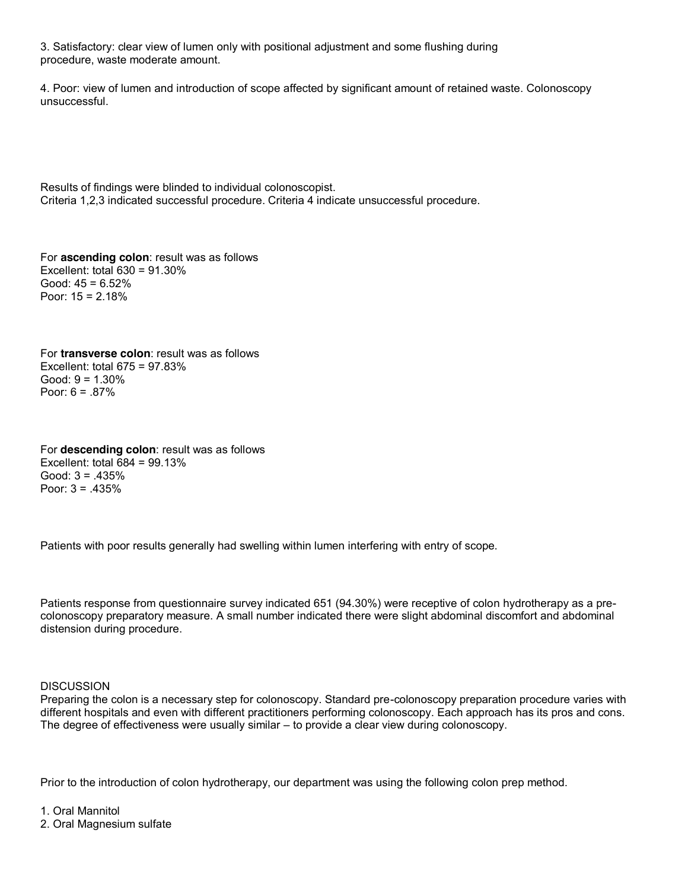3. Satisfactory: clear view of lumen only with positional adjustment and some flushing during procedure, waste moderate amount.

4. Poor: view of lumen and introduction of scope affected by significant amount of retained waste. Colonoscopy unsuccessful.

Results of findings were blinded to individual colonoscopist.
Criteria 1,2,3 indicated successful procedure. Criteria 4 indicate unsuccessful procedure.

For **ascending colon**: result was as follows
Excellent: total 630 = 91.30%
Good: 45 = 6.52%
Poor: 15 = 2.18%

For **transverse colon**: result was as follows
Excellent: total 675 = 97.83%
Good: 9 = 1.30%
Poor: 6 = .87%

For **descending colon**: result was as follows
Excellent: total 684 = 99.13%
Good: 3 = .435%
Poor: 3 = .435%

Patients with poor results generally had swelling within lumen interfering with entry of scope.

Patients response from questionnaire survey indicated 651 (94.30%) were receptive of colon hydrotherapy as a pre-colonoscopy preparatory measure. A small number indicated there were slight abdominal discomfort and abdominal distension during procedure.

DISCUSSION
Preparing the colon is a necessary step for colonoscopy. Standard pre-colonoscopy preparation procedure varies with different hospitals and even with different practitioners performing colonoscopy. Each approach has its pros and cons. The degree of effectiveness were usually similar – to provide a clear view during colonoscopy.

Prior to the introduction of colon hydrotherapy, our department was using the following colon prep method.

1. Oral Mannitol
2. Oral Magnesium sulfate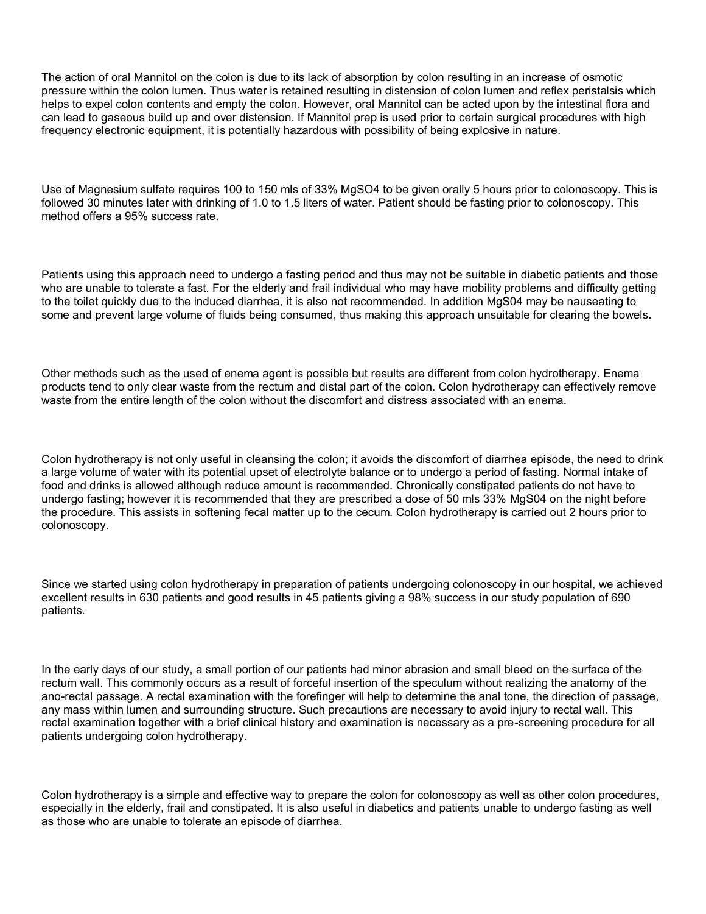The action of oral Mannitol on the colon is due to its lack of absorption by colon resulting in an increase of osmotic pressure within the colon lumen. Thus water is retained resulting in distension of colon lumen and reflex peristalsis which helps to expel colon contents and empty the colon. However, oral Mannitol can be acted upon by the intestinal flora and can lead to gaseous build up and over distension. If Mannitol prep is used prior to certain surgical procedures with high frequency electronic equipment, it is potentially hazardous with possibility of being explosive in nature.

Use of Magnesium sulfate requires 100 to 150 mls of 33% $MgSO_4$ to be given orally 5 hours prior to colonoscopy. This is followed 30 minutes later with drinking of 1.0 to 1.5 liters of water. Patient should be fasting prior to colonoscopy. This method offers a 95% success rate.

Patients using this approach need to undergo a fasting period and thus may not be suitable in diabetic patients and those who are unable to tolerate a fast. For the elderly and frail individual who may have mobility problems and difficulty getting to the toilet quickly due to the induced diarrhea, it is also not recommended. In addition MgS04 may be nauseating to some and prevent large volume of fluids being consumed, thus making this approach unsuitable for clearing the bowels.

Other methods such as the used of enema agent is possible but results are different from colon hydrotherapy. Enema products tend to only clear waste from the rectum and distal part of the colon. Colon hydrotherapy can effectively remove waste from the entire length of the colon without the discomfort and distress associated with an enema.

Colon hydrotherapy is not only useful in cleansing the colon; it avoids the discomfort of diarrhea episode, the need to drink a large volume of water with its potential upset of electrolyte balance or to undergo a period of fasting. Normal intake of food and drinks is allowed although reduce amount is recommended. Chronically constipated patients do not have to undergo fasting; however it is recommended that they are prescribed a dose of 50 mls 33% MgS04 on the night before the procedure. This assists in softening fecal matter up to the cecum. Colon hydrotherapy is carried out 2 hours prior to colonoscopy.

Since we started using colon hydrotherapy in preparation of patients undergoing colonoscopy in our hospital, we achieved excellent results in 630 patients and good results in 45 patients giving a 98% success in our study population of 690 patients.

In the early days of our study, a small portion of our patients had minor abrasion and small bleed on the surface of the rectum wall. This commonly occurs as a result of forceful insertion of the speculum without realizing the anatomy of the ano-rectal passage. A rectal examination with the forefinger will help to determine the anal tone, the direction of passage, any mass within lumen and surrounding structure. Such precautions are necessary to avoid injury to rectal wall. This rectal examination together with a brief clinical history and examination is necessary as a pre-screening procedure for all patients undergoing colon hydrotherapy.

Colon hydrotherapy is a simple and effective way to prepare the colon for colonoscopy as well as other colon procedures, especially in the elderly, frail and constipated. It is also useful in diabetics and patients unable to undergo fasting as well as those who are unable to tolerate an episode of diarrhea.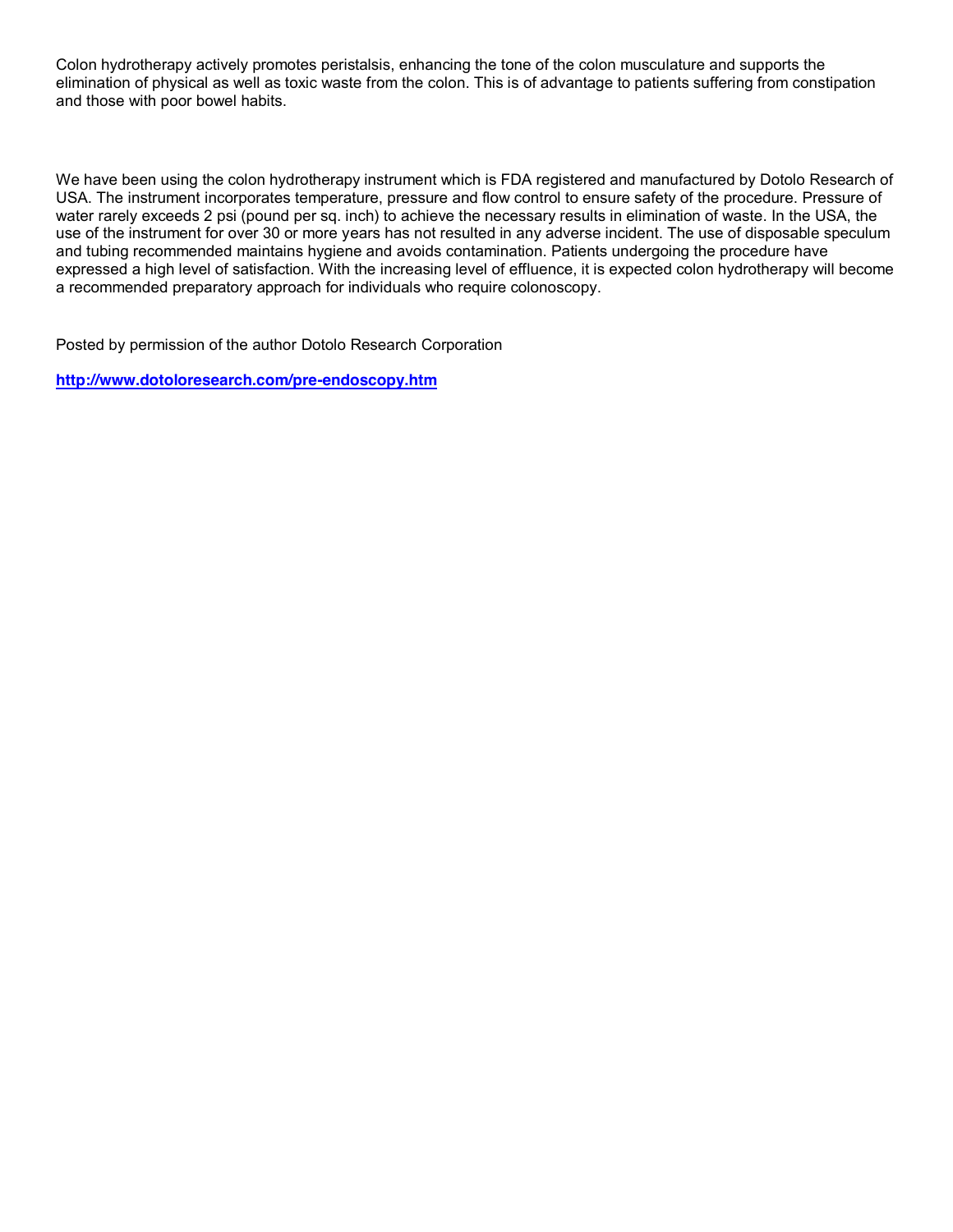Colon hydrotherapy actively promotes peristalsis, enhancing the tone of the colon musculature and supports the elimination of physical as well as toxic waste from the colon. This is of advantage to patients suffering from constipation and those with poor bowel habits.

We have been using the colon hydrotherapy instrument which is FDA registered and manufactured by Dotolo Research of USA. The instrument incorporates temperature, pressure and flow control to ensure safety of the procedure. Pressure of water rarely exceeds 2 psi (pound per sq. inch) to achieve the necessary results in elimination of waste. In the USA, the use of the instrument for over 30 or more years has not resulted in any adverse incident. The use of disposable speculum and tubing recommended maintains hygiene and avoids contamination. Patients undergoing the procedure have expressed a high level of satisfaction. With the increasing level of effluence, it is expected colon hydrotherapy will become a recommended preparatory approach for individuals who require colonoscopy.

Posted by permission of the author Dotolo Research Corporation

**http://www.dotoloresearch.com/pre-endoscopy.htm**